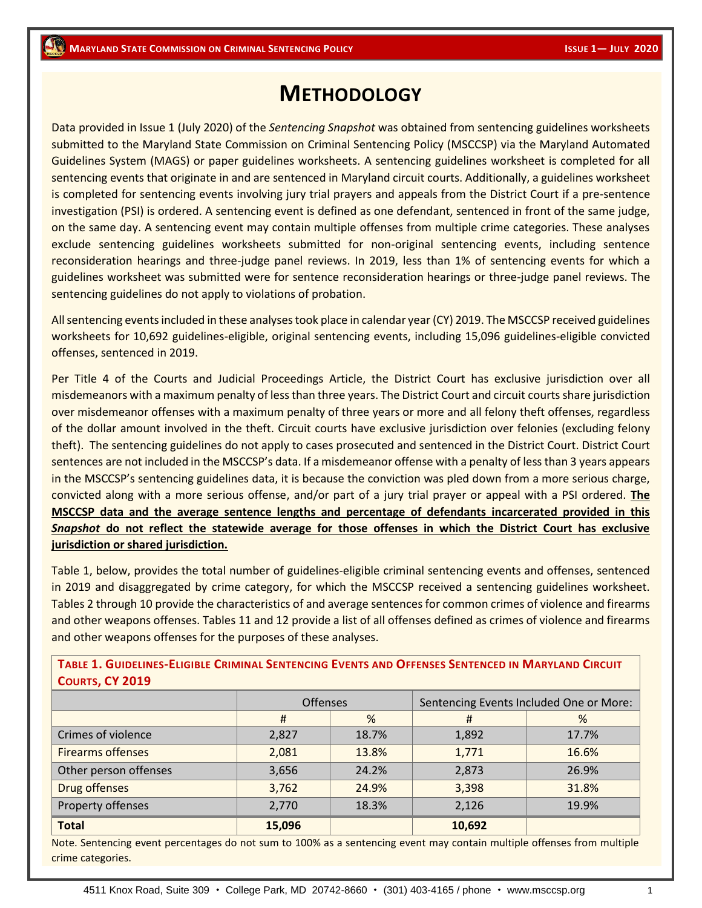# METHODOLOGY

Data provided in Issue 1 (July 2020) of the *Sentencing Snapshot* was obtained from sentencing guidelines worksheets submitted to the Maryland State Commission on Criminal Sentencing Policy (MSCCSP) via the Maryland Automated Guidelines System (MAGS) or paper guidelines worksheets. A sentencing guidelines worksheet is completed for all sentencing events that originate in and are sentenced in Maryland circuit courts. Additionally, a guidelines worksheet is completed for sentencing events involving jury trial prayers and appeals from the District Court if a pre-sentence investigation (PSI) is ordered. A sentencing event is defined as one defendant, sentenced in front of the same judge, on the same day. A sentencing event may contain multiple offenses from multiple crime categories. These analyses exclude sentencing guidelines worksheets submitted for non-original sentencing events, including sentence reconsideration hearings and three-judge panel reviews. In 2019, less than 1% of sentencing events for which a guidelines worksheet was submitted were for sentence reconsideration hearings or three-judge panel reviews. The sentencing guidelines do not apply to violations of probation.

All sentencing events included in these analyses took place in calendar year (CY) 2019. The MSCCSP received guidelines worksheets for 10,692 guidelines-eligible, original sentencing events, including 15,096 guidelines-eligible convicted offenses, sentenced in 2019.

Per Title 4 of the Courts and Judicial Proceedings Article, the District Court has exclusive jurisdiction over all misdemeanors with a maximum penalty of less than three years. The District Court and circuit courts share jurisdiction over misdemeanor offenses with a maximum penalty of three years or more and all felony theft offenses, regardless of the dollar amount involved in the theft. Circuit courts have exclusive jurisdiction over felonies (excluding felony theft). The sentencing guidelines do not apply to cases prosecuted and sentenced in the District Court. District Court sentences are not included in the MSCCSP's data. If a misdemeanor offense with a penalty of less than 3 years appears in the MSCCSP's sentencing guidelines data, it is because the conviction was pled down from a more serious charge, convicted along with a more serious offense, and/or part of a jury trial prayer or appeal with a PSI ordered. **The MSCCSP data and the average sentence lengths and percentage of defendants incarcerated provided in this *Snapshot* do not reflect the statewide average for those offenses in which the District Court has exclusive jurisdiction or shared jurisdiction.**

Table 1, below, provides the total number of guidelines-eligible criminal sentencing events and offenses, sentenced in 2019 and disaggregated by crime category, for which the MSCCSP received a sentencing guidelines worksheet. Tables 2 through 10 provide the characteristics of and average sentences for common crimes of violence and firearms and other weapons offenses. Tables 11 and 12 provide a list of all offenses defined as crimes of violence and firearms and other weapons offenses for the purposes of these analyses.

**TABLE 1. GUIDELINES-ELIGIBLE CRIMINAL SENTENCING EVENTS AND OFFENSES SENTENCED IN MARYLAND CIRCUIT COURTS, CY 2019**

| | Offenses | | Sentencing Events Included One or More: | |
|---|---|---|---|---|
| | # | % | # | % |
| Crimes of violence | 2,827 | 18.7% | 1,892 | 17.7% |
| Firearms offenses | 2,081 | 13.8% | 1,771 | 16.6% |
| Other person offenses | 3,656 | 24.2% | 2,873 | 26.9% |
| Drug offenses | 3,762 | 24.9% | 3,398 | 31.8% |
| Property offenses | 2,770 | 18.3% | 2,126 | 19.9% |
| **Total** | **15,096** | | **10,692** | |

Note. Sentencing event percentages do not sum to 100% as a sentencing event may contain multiple offenses from multiple crime categories.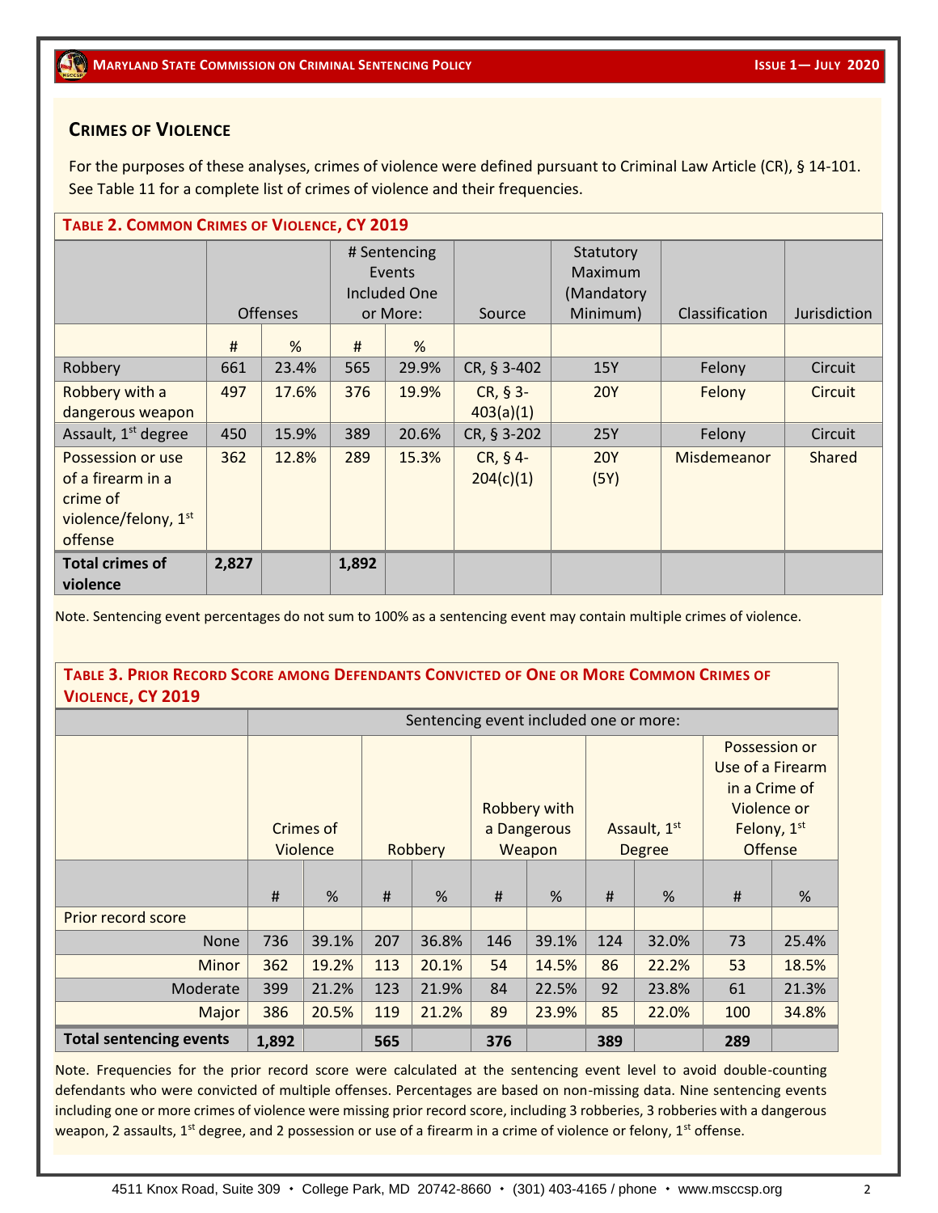## Crimes of Violence

For the purposes of these analyses, crimes of violence were defined pursuant to Criminal Law Article (CR), § 14-101. See Table 11 for a complete list of crimes of violence and their frequencies.

**Table 2. Common Crimes of Violence, CY 2019**

| | Offenses | | # Sentencing Events Included One or More: | | Source | Statutory Maximum (Mandatory Minimum) | Classification | Jurisdiction |
|---|---|---|---|---|---|---|---|---|
| | # | % | # | % | | | | |
| Robbery | 661 | 23.4% | 565 | 29.9% | CR, § 3-402 | 15Y | Felony | Circuit |
| Robbery with a dangerous weapon | 497 | 17.6% | 376 | 19.9% | CR, § 3-403(a)(1) | 20Y | Felony | Circuit |
| Assault, 1st degree | 450 | 15.9% | 389 | 20.6% | CR, § 3-202 | 25Y | Felony | Circuit |
| Possession or use of a firearm in a crime of violence/felony, 1st offense | 362 | 12.8% | 289 | 15.3% | CR, § 4-204(c)(1) | 20Y (5Y) | Misdemeanor | Shared |
| **Total crimes of violence** | **2,827** | | **1,892** | | | | | |

Note. Sentencing event percentages do not sum to 100% as a sentencing event may contain multiple crimes of violence.

**Table 3. Prior Record Score among Defendants Convicted of One or More Common Crimes of Violence, CY 2019**

| | Sentencing event included one or more: | | | | | | | | | |
|---|---|---|---|---|---|---|---|---|---|---|
| | Crimes of Violence | | Robbery | | Robbery with a Dangerous Weapon | | Assault, 1st Degree | | Possession or Use of a Firearm in a Crime of Violence or Felony, 1st Offense | |
| | # | % | # | % | # | % | # | % | # | % |
| Prior record score | | | | | | | | | | |
| None | 736 | 39.1% | 207 | 36.8% | 146 | 39.1% | 124 | 32.0% | 73 | 25.4% |
| Minor | 362 | 19.2% | 113 | 20.1% | 54 | 14.5% | 86 | 22.2% | 53 | 18.5% |
| Moderate | 399 | 21.2% | 123 | 21.9% | 84 | 22.5% | 92 | 23.8% | 61 | 21.3% |
| Major | 386 | 20.5% | 119 | 21.2% | 89 | 23.9% | 85 | 22.0% | 100 | 34.8% |
| **Total sentencing events** | **1,892** | | **565** | | **376** | | **389** | | **289** | |

Note. Frequencies for the prior record score were calculated at the sentencing event level to avoid double-counting defendants who were convicted of multiple offenses. Percentages are based on non-missing data. Nine sentencing events including one or more crimes of violence were missing prior record score, including 3 robberies, 3 robberies with a dangerous weapon, 2 assaults, 1st degree, and 2 possession or use of a firearm in a crime of violence or felony, 1st offense.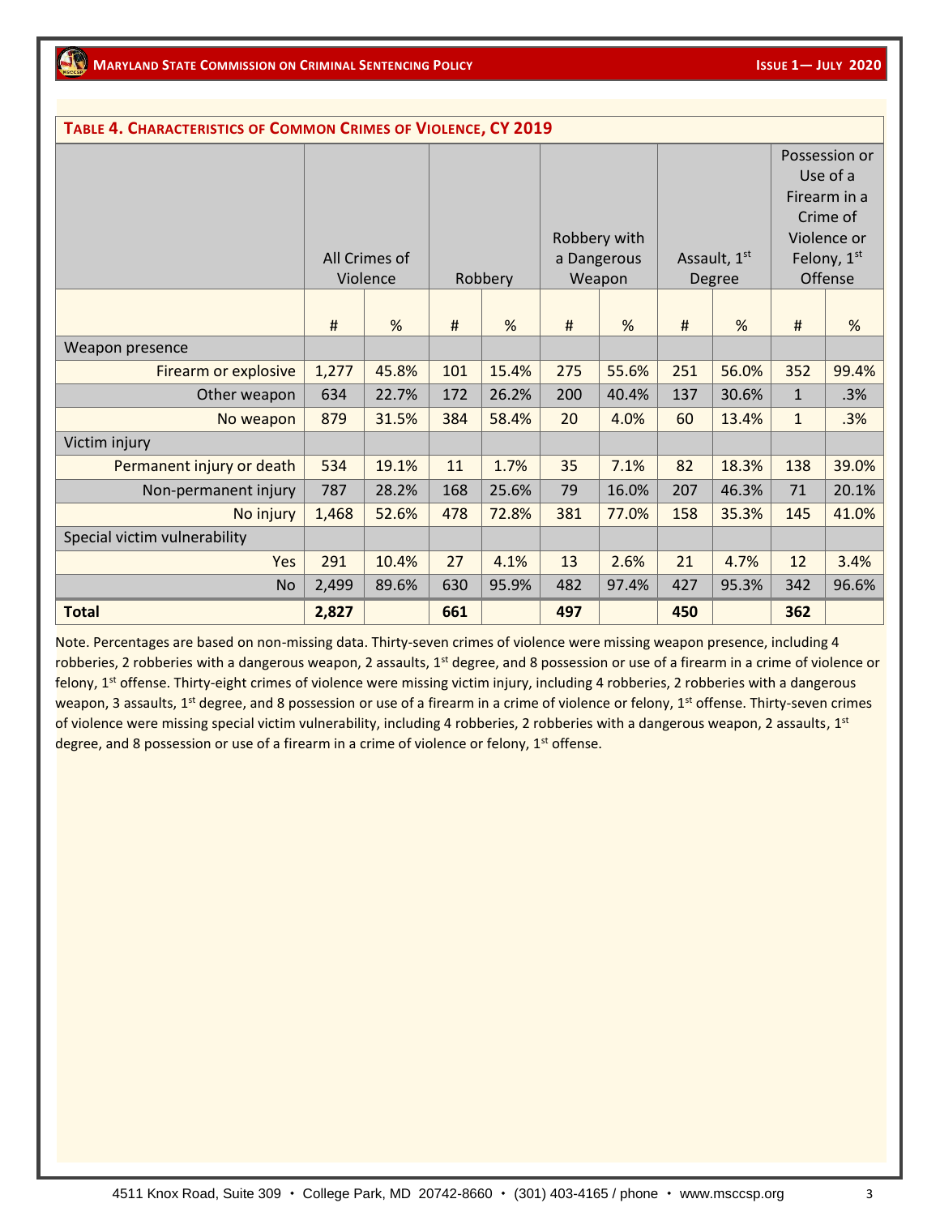**TABLE 4. CHARACTERISTICS OF COMMON CRIMES OF VIOLENCE, CY 2019**

| | All Crimes of Violence | | Robbery | | Robbery with a Dangerous Weapon | | Assault, 1st Degree | | Possession or Use of a Firearm in a Crime of Violence or Felony, 1st Offense | |
|---|---|---|---|---|---|---|---|---|---|---|
| | # | % | # | % | # | % | # | % | # | % |
| Weapon presence | | | | | | | | | | |
| Firearm or explosive | 1,277 | 45.8% | 101 | 15.4% | 275 | 55.6% | 251 | 56.0% | 352 | 99.4% |
| Other weapon | 634 | 22.7% | 172 | 26.2% | 200 | 40.4% | 137 | 30.6% | 1 | .3% |
| No weapon | 879 | 31.5% | 384 | 58.4% | 20 | 4.0% | 60 | 13.4% | 1 | .3% |
| Victim injury | | | | | | | | | | |
| Permanent injury or death | 534 | 19.1% | 11 | 1.7% | 35 | 7.1% | 82 | 18.3% | 138 | 39.0% |
| Non-permanent injury | 787 | 28.2% | 168 | 25.6% | 79 | 16.0% | 207 | 46.3% | 71 | 20.1% |
| No injury | 1,468 | 52.6% | 478 | 72.8% | 381 | 77.0% | 158 | 35.3% | 145 | 41.0% |
| Special victim vulnerability | | | | | | | | | | |
| Yes | 291 | 10.4% | 27 | 4.1% | 13 | 2.6% | 21 | 4.7% | 12 | 3.4% |
| No | 2,499 | 89.6% | 630 | 95.9% | 482 | 97.4% | 427 | 95.3% | 342 | 96.6% |
| **Total** | **2,827** | | **661** | | **497** | | **450** | | **362** | |

Note. Percentages are based on non-missing data. Thirty-seven crimes of violence were missing weapon presence, including 4 robberies, 2 robberies with a dangerous weapon, 2 assaults, 1st degree, and 8 possession or use of a firearm in a crime of violence or felony, 1st offense. Thirty-eight crimes of violence were missing victim injury, including 4 robberies, 2 robberies with a dangerous weapon, 3 assaults, 1st degree, and 8 possession or use of a firearm in a crime of violence or felony, 1st offense. Thirty-seven crimes of violence were missing special victim vulnerability, including 4 robberies, 2 robberies with a dangerous weapon, 2 assaults, 1st degree, and 8 possession or use of a firearm in a crime of violence or felony, 1st offense.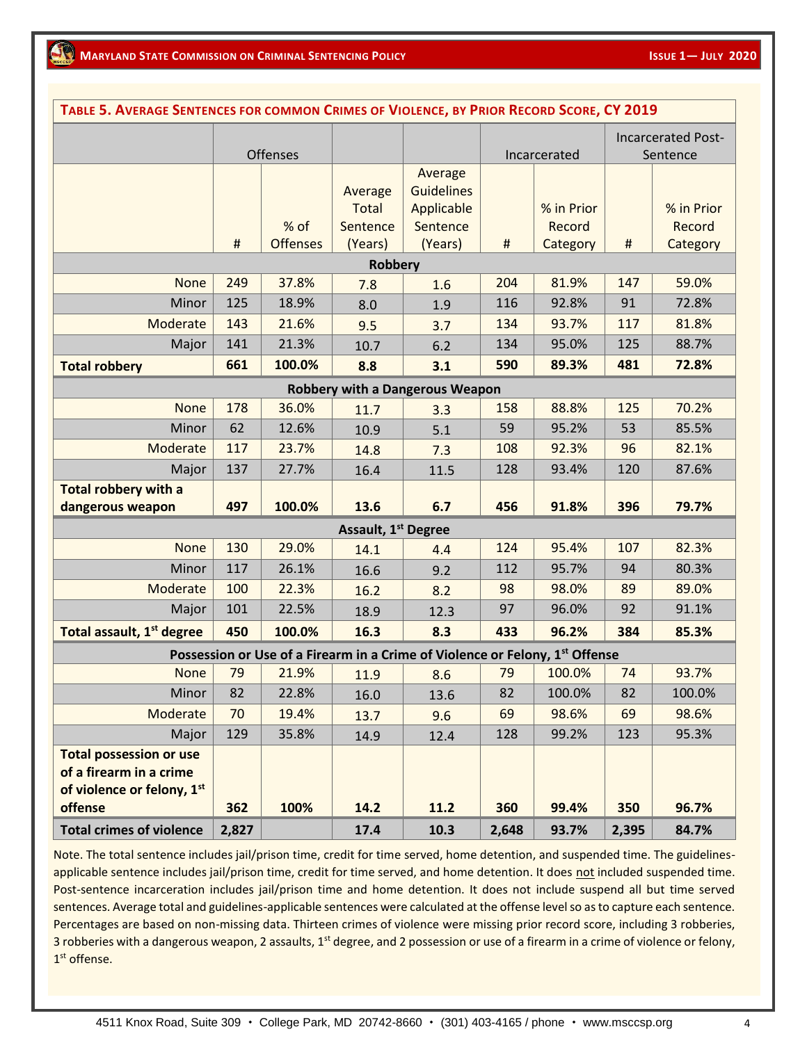**Table 5. Average Sentences for common Crimes of Violence, by Prior Record Score, CY 2019**

| | Offenses | | | | Incarcerated | | Incarcerated Post-Sentence | |
|---|---|---|---|---|---|---|---|---|
| | # | % of Offenses | Average Total Sentence (Years) | Average Guidelines Applicable Sentence (Years) | # | % in Prior Record Category | # | % in Prior Record Category |
| **Robbery** | | | | | | | | |
| None | 249 | 37.8% | 7.8 | 1.6 | 204 | 81.9% | 147 | 59.0% |
| Minor | 125 | 18.9% | 8.0 | 1.9 | 116 | 92.8% | 91 | 72.8% |
| Moderate | 143 | 21.6% | 9.5 | 3.7 | 134 | 93.7% | 117 | 81.8% |
| Major | 141 | 21.3% | 10.7 | 6.2 | 134 | 95.0% | 125 | 88.7% |
| **Total robbery** | **661** | **100.0%** | **8.8** | **3.1** | **590** | **89.3%** | **481** | **72.8%** |
| **Robbery with a Dangerous Weapon** | | | | | | | | |
| None | 178 | 36.0% | 11.7 | 3.3 | 158 | 88.8% | 125 | 70.2% |
| Minor | 62 | 12.6% | 10.9 | 5.1 | 59 | 95.2% | 53 | 85.5% |
| Moderate | 117 | 23.7% | 14.8 | 7.3 | 108 | 92.3% | 96 | 82.1% |
| Major | 137 | 27.7% | 16.4 | 11.5 | 128 | 93.4% | 120 | 87.6% |
| **Total robbery with a dangerous weapon** | **497** | **100.0%** | **13.6** | **6.7** | **456** | **91.8%** | **396** | **79.7%** |
| **Assault, 1st Degree** | | | | | | | | |
| None | 130 | 29.0% | 14.1 | 4.4 | 124 | 95.4% | 107 | 82.3% |
| Minor | 117 | 26.1% | 16.6 | 9.2 | 112 | 95.7% | 94 | 80.3% |
| Moderate | 100 | 22.3% | 16.2 | 8.2 | 98 | 98.0% | 89 | 89.0% |
| Major | 101 | 22.5% | 18.9 | 12.3 | 97 | 96.0% | 92 | 91.1% |
| **Total assault, 1st degree** | **450** | **100.0%** | **16.3** | **8.3** | **433** | **96.2%** | **384** | **85.3%** |
| **Possession or Use of a Firearm in a Crime of Violence or Felony, 1st Offense** | | | | | | | | |
| None | 79 | 21.9% | 11.9 | 8.6 | 79 | 100.0% | 74 | 93.7% |
| Minor | 82 | 22.8% | 16.0 | 13.6 | 82 | 100.0% | 82 | 100.0% |
| Moderate | 70 | 19.4% | 13.7 | 9.6 | 69 | 98.6% | 69 | 98.6% |
| Major | 129 | 35.8% | 14.9 | 12.4 | 128 | 99.2% | 123 | 95.3% |
| **Total possession or use of a firearm in a crime of violence or felony, 1st offense** | **362** | **100%** | **14.2** | **11.2** | **360** | **99.4%** | **350** | **96.7%** |
| **Total crimes of violence** | **2,827** | | **17.4** | **10.3** | **2,648** | **93.7%** | **2,395** | **84.7%** |

Note. The total sentence includes jail/prison time, credit for time served, home detention, and suspended time. The guidelines-applicable sentence includes jail/prison time, credit for time served, and home detention. It does not included suspended time. Post-sentence incarceration includes jail/prison time and home detention. It does not include suspend all but time served sentences. Average total and guidelines-applicable sentences were calculated at the offense level so as to capture each sentence. Percentages are based on non-missing data. Thirteen crimes of violence were missing prior record score, including 3 robberies, 3 robberies with a dangerous weapon, 2 assaults, 1st degree, and 2 possession or use of a firearm in a crime of violence or felony, 1st offense.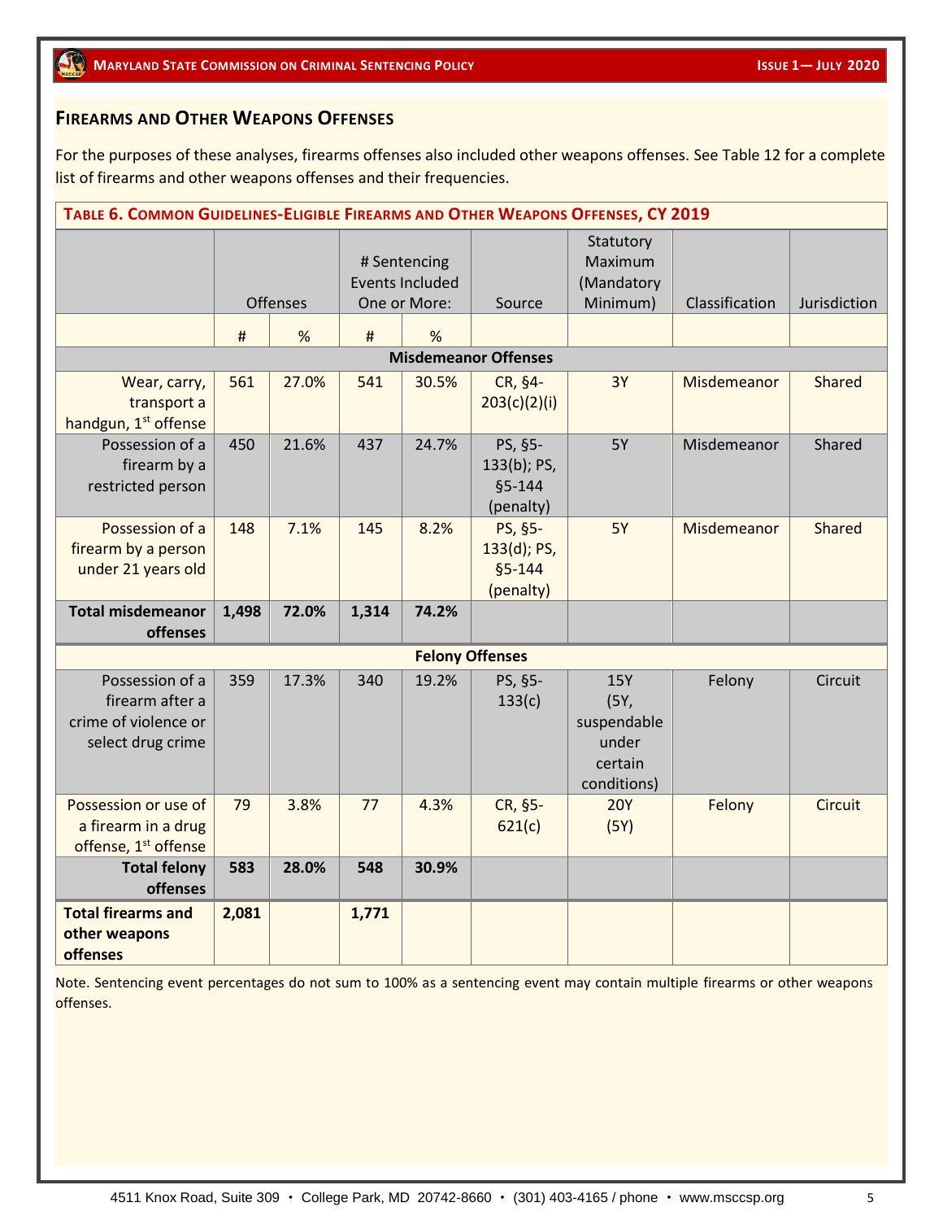## Firearms and Other Weapons Offenses

For the purposes of these analyses, firearms offenses also included other weapons offenses. See Table 12 for a complete list of firearms and other weapons offenses and their frequencies.

**Table 6. Common Guidelines-Eligible Firearms and Other Weapons Offenses, CY 2019**

| | Offenses | | # Sentencing Events Included One or More: | | Source | Statutory Maximum (Mandatory Minimum) | Classification | Jurisdiction |
|---|---|---|---|---|---|---|---|---|
| | # | % | # | % | | | | |
| **Misdemeanor Offenses** | | | | | | | | |
| Wear, carry, transport a handgun, 1st offense | 561 | 27.0% | 541 | 30.5% | CR, §4-203(c)(2)(i) | 3Y | Misdemeanor | Shared |
| Possession of a firearm by a restricted person | 450 | 21.6% | 437 | 24.7% | PS, §5-133(b); PS, §5-144 (penalty) | 5Y | Misdemeanor | Shared |
| Possession of a firearm by a person under 21 years old | 148 | 7.1% | 145 | 8.2% | PS, §5-133(d); PS, §5-144 (penalty) | 5Y | Misdemeanor | Shared |
| **Total misdemeanor offenses** | **1,498** | **72.0%** | **1,314** | **74.2%** | | | | |
| **Felony Offenses** | | | | | | | | |
| Possession of a firearm after a crime of violence or select drug crime | 359 | 17.3% | 340 | 19.2% | PS, §5-133(c) | 15Y (5Y, suspendable under certain conditions) | Felony | Circuit |
| Possession or use of a firearm in a drug offense, 1st offense | 79 | 3.8% | 77 | 4.3% | CR, §5-621(c) | 20Y (5Y) | Felony | Circuit |
| **Total felony offenses** | **583** | **28.0%** | **548** | **30.9%** | | | | |
| **Total firearms and other weapons offenses** | **2,081** | | **1,771** | | | | | |

Note. Sentencing event percentages do not sum to 100% as a sentencing event may contain multiple firearms or other weapons offenses.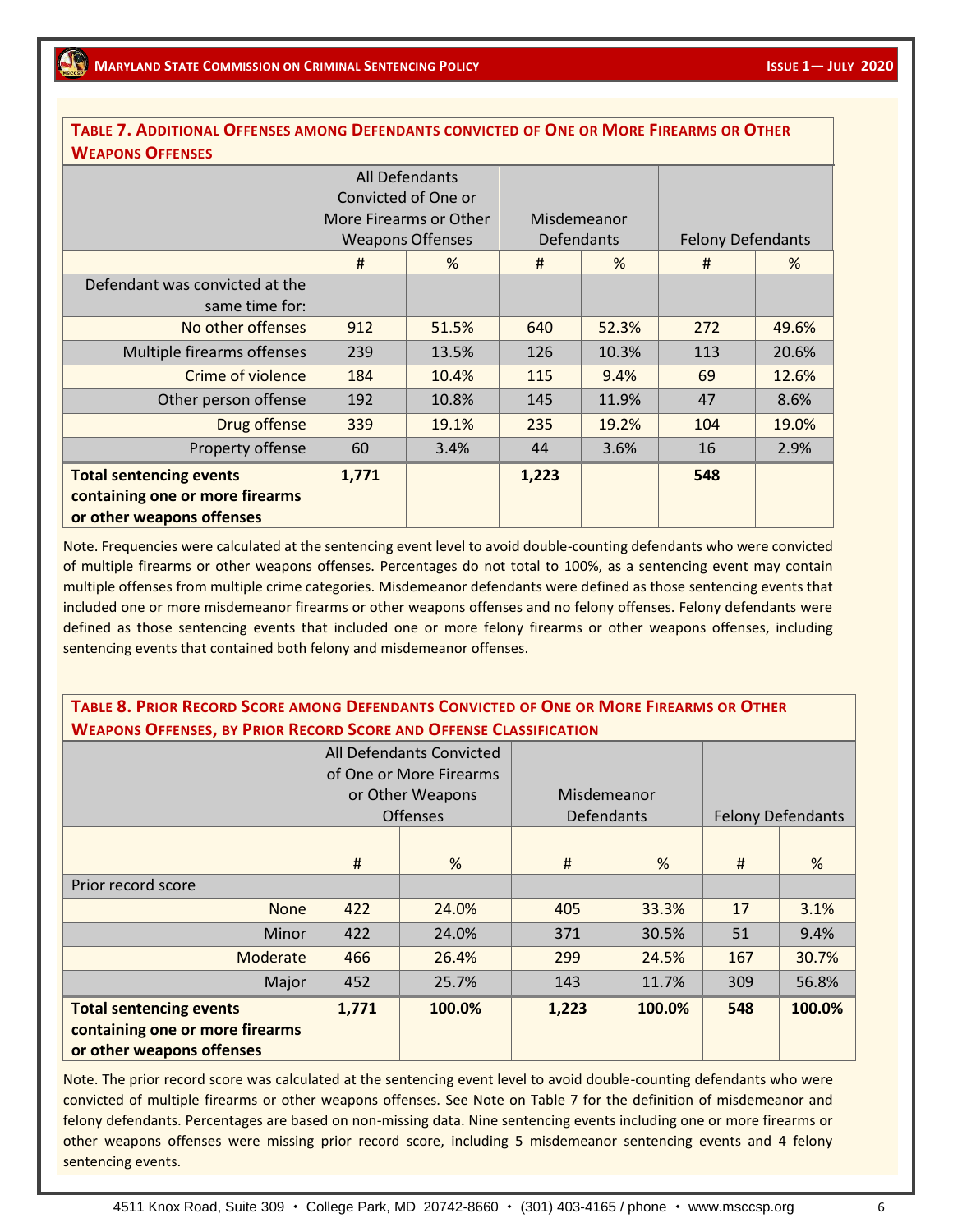**Table 7. Additional Offenses among Defendants convicted of One or More Firearms or Other Weapons Offenses**

| | All Defendants Convicted of One or More Firearms or Other Weapons Offenses | | Misdemeanor Defendants | | Felony Defendants | |
|---|---|---|---|---|---|---|
| | # | % | # | % | # | % |
| Defendant was convicted at the same time for: | | | | | | |
| No other offenses | 912 | 51.5% | 640 | 52.3% | 272 | 49.6% |
| Multiple firearms offenses | 239 | 13.5% | 126 | 10.3% | 113 | 20.6% |
| Crime of violence | 184 | 10.4% | 115 | 9.4% | 69 | 12.6% |
| Other person offense | 192 | 10.8% | 145 | 11.9% | 47 | 8.6% |
| Drug offense | 339 | 19.1% | 235 | 19.2% | 104 | 19.0% |
| Property offense | 60 | 3.4% | 44 | 3.6% | 16 | 2.9% |
| **Total sentencing events containing one or more firearms or other weapons offenses** | **1,771** | | **1,223** | | **548** | |

Note. Frequencies were calculated at the sentencing event level to avoid double-counting defendants who were convicted of multiple firearms or other weapons offenses. Percentages do not total to 100%, as a sentencing event may contain multiple offenses from multiple crime categories. Misdemeanor defendants were defined as those sentencing events that included one or more misdemeanor firearms or other weapons offenses and no felony offenses. Felony defendants were defined as those sentencing events that included one or more felony firearms or other weapons offenses, including sentencing events that contained both felony and misdemeanor offenses.

**Table 8. Prior Record Score among Defendants Convicted of One or More Firearms or Other Weapons Offenses, by Prior Record Score and Offense Classification**

| | All Defendants Convicted of One or More Firearms or Other Weapons Offenses | | Misdemeanor Defendants | | Felony Defendants | |
|---|---|---|---|---|---|---|
| | # | % | # | % | # | % |
| Prior record score | | | | | | |
| None | 422 | 24.0% | 405 | 33.3% | 17 | 3.1% |
| Minor | 422 | 24.0% | 371 | 30.5% | 51 | 9.4% |
| Moderate | 466 | 26.4% | 299 | 24.5% | 167 | 30.7% |
| Major | 452 | 25.7% | 143 | 11.7% | 309 | 56.8% |
| **Total sentencing events containing one or more firearms or other weapons offenses** | **1,771** | **100.0%** | **1,223** | **100.0%** | **548** | **100.0%** |

Note. The prior record score was calculated at the sentencing event level to avoid double-counting defendants who were convicted of multiple firearms or other weapons offenses. See Note on Table 7 for the definition of misdemeanor and felony defendants. Percentages are based on non-missing data. Nine sentencing events including one or more firearms or other weapons offenses were missing prior record score, including 5 misdemeanor sentencing events and 4 felony sentencing events.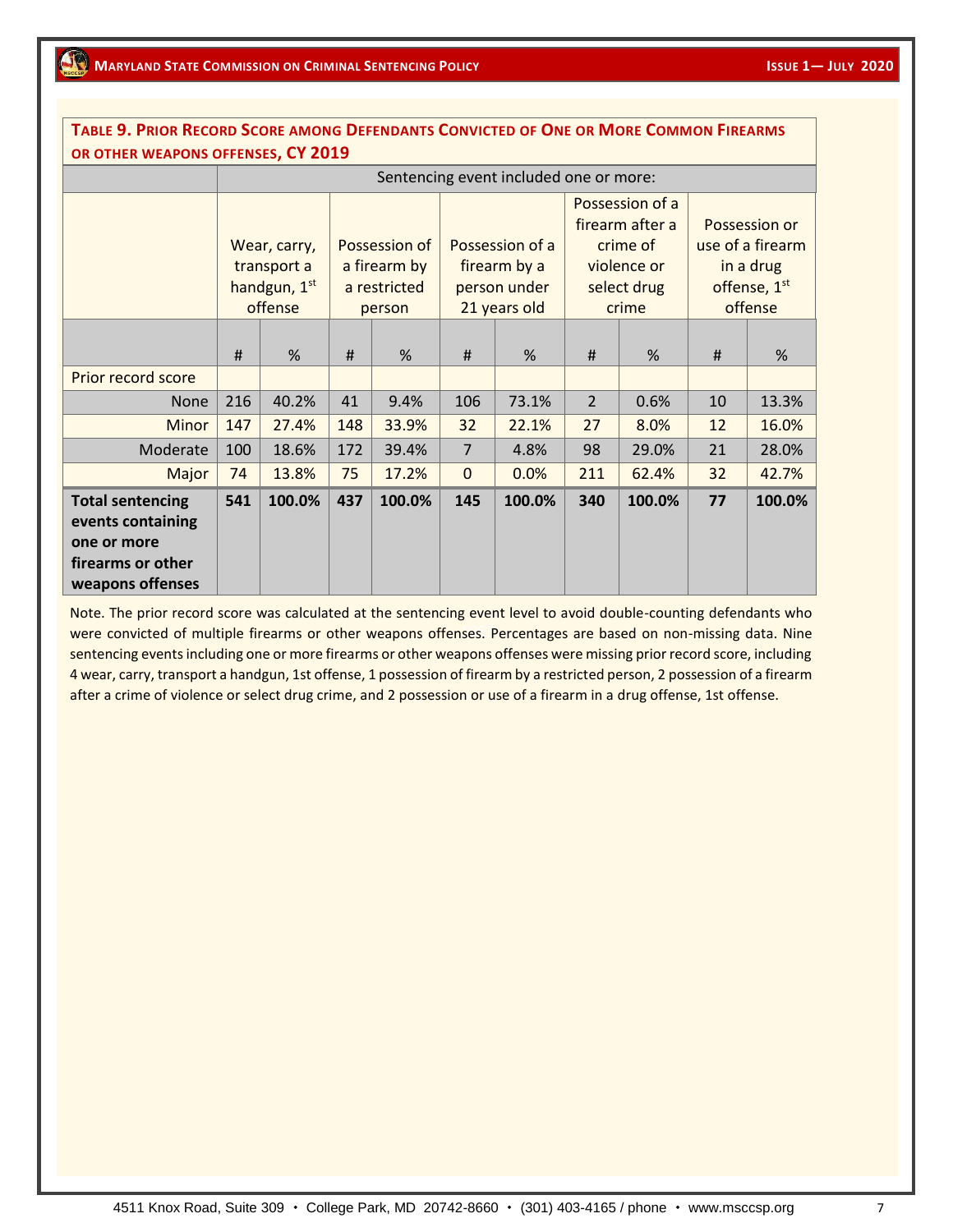**TABLE 9. PRIOR RECORD SCORE AMONG DEFENDANTS CONVICTED OF ONE OR MORE COMMON FIREARMS OR OTHER WEAPONS OFFENSES, CY 2019**

| | Sentencing event included one or more: | | | | | | | | | |
|---|---|---|---|---|---|---|---|---|---|---|
| | Wear, carry, transport a handgun, 1st offense | | Possession of a firearm by a restricted person | | Possession of a firearm by a person under 21 years old | | Possession of a firearm after a crime of violence or select drug crime | | Possession or use of a firearm in a drug offense, 1st offense | |
| | # | % | # | % | # | % | # | % | # | % |
| Prior record score | | | | | | | | | | |
| None | 216 | 40.2% | 41 | 9.4% | 106 | 73.1% | 2 | 0.6% | 10 | 13.3% |
| Minor | 147 | 27.4% | 148 | 33.9% | 32 | 22.1% | 27 | 8.0% | 12 | 16.0% |
| Moderate | 100 | 18.6% | 172 | 39.4% | 7 | 4.8% | 98 | 29.0% | 21 | 28.0% |
| Major | 74 | 13.8% | 75 | 17.2% | 0 | 0.0% | 211 | 62.4% | 32 | 42.7% |
| **Total sentencing events containing one or more firearms or other weapons offenses** | **541** | **100.0%** | **437** | **100.0%** | **145** | **100.0%** | **340** | **100.0%** | **77** | **100.0%** |

Note. The prior record score was calculated at the sentencing event level to avoid double-counting defendants who were convicted of multiple firearms or other weapons offenses. Percentages are based on non-missing data. Nine sentencing events including one or more firearms or other weapons offenses were missing prior record score, including 4 wear, carry, transport a handgun, 1st offense, 1 possession of firearm by a restricted person, 2 possession of a firearm after a crime of violence or select drug crime, and 2 possession or use of a firearm in a drug offense, 1st offense.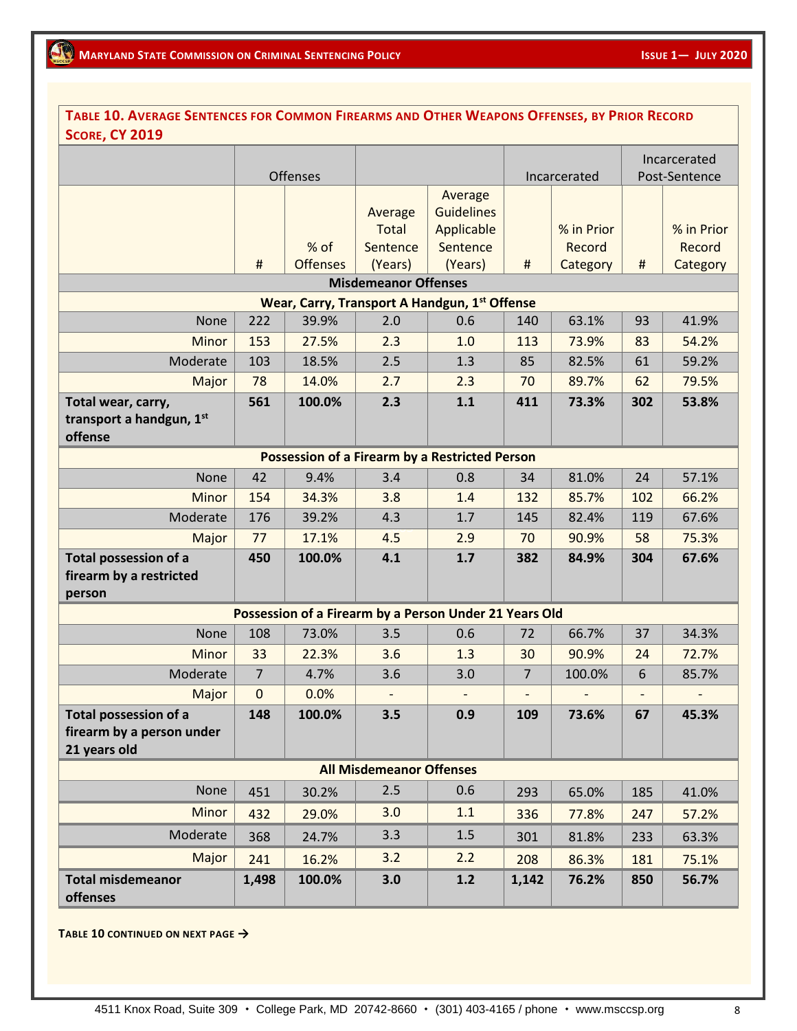**TABLE 10. AVERAGE SENTENCES FOR COMMON FIREARMS AND OTHER WEAPONS OFFENSES, BY PRIOR RECORD SCORE, CY 2019**

| | Offenses | | | | Incarcerated | | Incarcerated Post-Sentence | |
|---|---|---|---|---|---|---|---|---|
| | # | % of Offenses | Average Total Sentence (Years) | Average Guidelines Applicable Sentence (Years) | # | % in Prior Record Category | # | % in Prior Record Category |
| **Misdemeanor Offenses** | | | | | | | | |
| **Wear, Carry, Transport A Handgun, 1st Offense** | | | | | | | | |
| None | 222 | 39.9% | 2.0 | 0.6 | 140 | 63.1% | 93 | 41.9% |
| Minor | 153 | 27.5% | 2.3 | 1.0 | 113 | 73.9% | 83 | 54.2% |
| Moderate | 103 | 18.5% | 2.5 | 1.3 | 85 | 82.5% | 61 | 59.2% |
| Major | 78 | 14.0% | 2.7 | 2.3 | 70 | 89.7% | 62 | 79.5% |
| **Total wear, carry, transport a handgun, 1st offense** | **561** | **100.0%** | **2.3** | **1.1** | **411** | **73.3%** | **302** | **53.8%** |
| **Possession of a Firearm by a Restricted Person** | | | | | | | | |
| None | 42 | 9.4% | 3.4 | 0.8 | 34 | 81.0% | 24 | 57.1% |
| Minor | 154 | 34.3% | 3.8 | 1.4 | 132 | 85.7% | 102 | 66.2% |
| Moderate | 176 | 39.2% | 4.3 | 1.7 | 145 | 82.4% | 119 | 67.6% |
| Major | 77 | 17.1% | 4.5 | 2.9 | 70 | 90.9% | 58 | 75.3% |
| **Total possession of a firearm by a restricted person** | **450** | **100.0%** | **4.1** | **1.7** | **382** | **84.9%** | **304** | **67.6%** |
| **Possession of a Firearm by a Person Under 21 Years Old** | | | | | | | | |
| None | 108 | 73.0% | 3.5 | 0.6 | 72 | 66.7% | 37 | 34.3% |
| Minor | 33 | 22.3% | 3.6 | 1.3 | 30 | 90.9% | 24 | 72.7% |
| Moderate | 7 | 4.7% | 3.6 | 3.0 | 7 | 100.0% | 6 | 85.7% |
| Major | 0 | 0.0% | - | - | - | - | - | - |
| **Total possession of a firearm by a person under 21 years old** | **148** | **100.0%** | **3.5** | **0.9** | **109** | **73.6%** | **67** | **45.3%** |
| **All Misdemeanor Offenses** | | | | | | | | |
| None | 451 | 30.2% | 2.5 | 0.6 | 293 | 65.0% | 185 | 41.0% |
| Minor | 432 | 29.0% | 3.0 | 1.1 | 336 | 77.8% | 247 | 57.2% |
| Moderate | 368 | 24.7% | 3.3 | 1.5 | 301 | 81.8% | 233 | 63.3% |
| Major | 241 | 16.2% | 3.2 | 2.2 | 208 | 86.3% | 181 | 75.1% |
| **Total misdemeanor offenses** | **1,498** | **100.0%** | **3.0** | **1.2** | **1,142** | **76.2%** | **850** | **56.7%** |

**TABLE 10 CONTINUED ON NEXT PAGE →**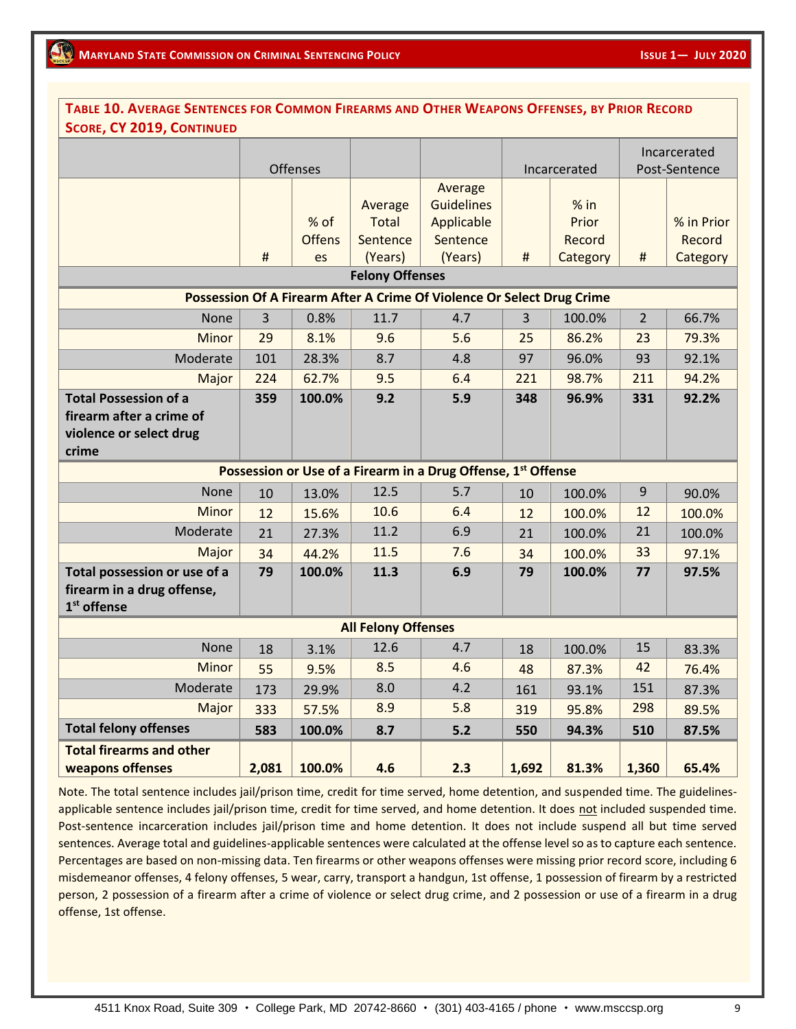**TABLE 10. AVERAGE SENTENCES FOR COMMON FIREARMS AND OTHER WEAPONS OFFENSES, BY PRIOR RECORD SCORE, CY 2019, CONTINUED**

| | Offenses | | | | Incarcerated | | Incarcerated Post-Sentence | |
|---|---|---|---|---|---|---|---|---|
| | # | % of Offenses | Average Total Sentence (Years) | Average Guidelines Applicable Sentence (Years) | # | % in Prior Record Category | # | % in Prior Record Category |
| **Felony Offenses** | | | | | | | | |
| **Possession Of A Firearm After A Crime Of Violence Or Select Drug Crime** | | | | | | | | |
| None | 3 | 0.8% | 11.7 | 4.7 | 3 | 100.0% | 2 | 66.7% |
| Minor | 29 | 8.1% | 9.6 | 5.6 | 25 | 86.2% | 23 | 79.3% |
| Moderate | 101 | 28.3% | 8.7 | 4.8 | 97 | 96.0% | 93 | 92.1% |
| Major | 224 | 62.7% | 9.5 | 6.4 | 221 | 98.7% | 211 | 94.2% |
| **Total Possession of a firearm after a crime of violence or select drug crime** | **359** | **100.0%** | **9.2** | **5.9** | **348** | **96.9%** | **331** | **92.2%** |
| **Possession or Use of a Firearm in a Drug Offense, 1st Offense** | | | | | | | | |
| None | 10 | 13.0% | 12.5 | 5.7 | 10 | 100.0% | 9 | 90.0% |
| Minor | 12 | 15.6% | 10.6 | 6.4 | 12 | 100.0% | 12 | 100.0% |
| Moderate | 21 | 27.3% | 11.2 | 6.9 | 21 | 100.0% | 21 | 100.0% |
| Major | 34 | 44.2% | 11.5 | 7.6 | 34 | 100.0% | 33 | 97.1% |
| **Total possession or use of a firearm in a drug offense, 1st offense** | **79** | **100.0%** | **11.3** | **6.9** | **79** | **100.0%** | **77** | **97.5%** |
| **All Felony Offenses** | | | | | | | | |
| None | 18 | 3.1% | 12.6 | 4.7 | 18 | 100.0% | 15 | 83.3% |
| Minor | 55 | 9.5% | 8.5 | 4.6 | 48 | 87.3% | 42 | 76.4% |
| Moderate | 173 | 29.9% | 8.0 | 4.2 | 161 | 93.1% | 151 | 87.3% |
| Major | 333 | 57.5% | 8.9 | 5.8 | 319 | 95.8% | 298 | 89.5% |
| **Total felony offenses** | **583** | **100.0%** | **8.7** | **5.2** | **550** | **94.3%** | **510** | **87.5%** |
| **Total firearms and other weapons offenses** | **2,081** | **100.0%** | **4.6** | **2.3** | **1,692** | **81.3%** | **1,360** | **65.4%** |

Note. The total sentence includes jail/prison time, credit for time served, home detention, and suspended time. The guidelines-applicable sentence includes jail/prison time, credit for time served, and home detention. It does not included suspended time. Post-sentence incarceration includes jail/prison time and home detention. It does not include suspend all but time served sentences. Average total and guidelines-applicable sentences were calculated at the offense level so as to capture each sentence. Percentages are based on non-missing data. Ten firearms or other weapons offenses were missing prior record score, including 6 misdemeanor offenses, 4 felony offenses, 5 wear, carry, transport a handgun, 1st offense, 1 possession of firearm by a restricted person, 2 possession of a firearm after a crime of violence or select drug crime, and 2 possession or use of a firearm in a drug offense, 1st offense.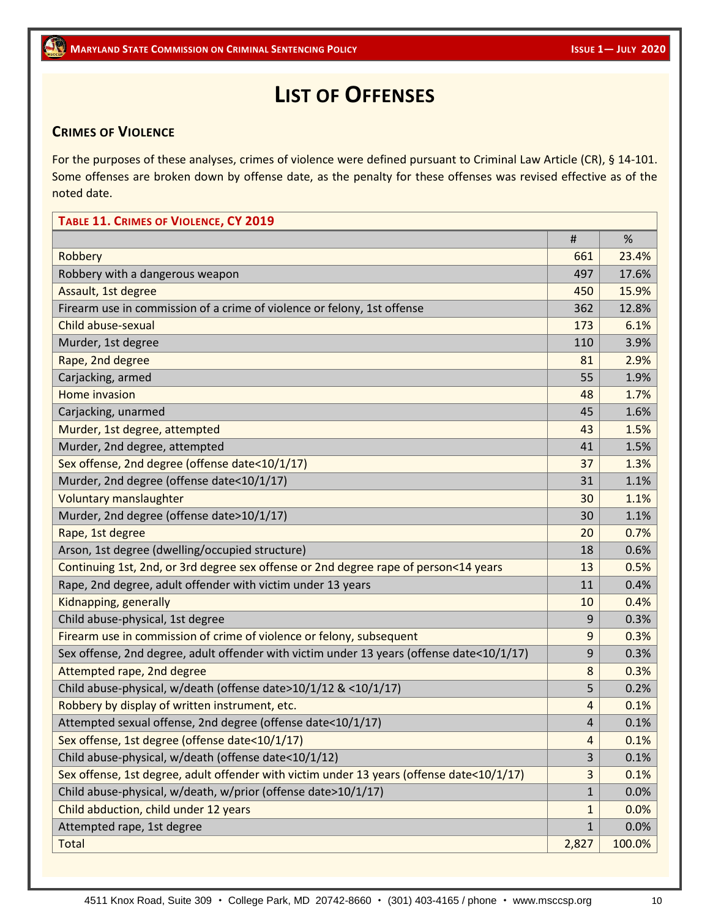# List of Offenses

## Crimes of Violence

For the purposes of these analyses, crimes of violence were defined pursuant to Criminal Law Article (CR), § 14-101. Some offenses are broken down by offense date, as the penalty for these offenses was revised effective as of the noted date.

**Table 11. Crimes of Violence, CY 2019**

| | # | % |
|---|---|---|
| Robbery | 661 | 23.4% |
| Robbery with a dangerous weapon | 497 | 17.6% |
| Assault, 1st degree | 450 | 15.9% |
| Firearm use in commission of a crime of violence or felony, 1st offense | 362 | 12.8% |
| Child abuse-sexual | 173 | 6.1% |
| Murder, 1st degree | 110 | 3.9% |
| Rape, 2nd degree | 81 | 2.9% |
| Carjacking, armed | 55 | 1.9% |
| Home invasion | 48 | 1.7% |
| Carjacking, unarmed | 45 | 1.6% |
| Murder, 1st degree, attempted | 43 | 1.5% |
| Murder, 2nd degree, attempted | 41 | 1.5% |
| Sex offense, 2nd degree (offense date<10/1/17) | 37 | 1.3% |
| Murder, 2nd degree (offense date<10/1/17) | 31 | 1.1% |
| Voluntary manslaughter | 30 | 1.1% |
| Murder, 2nd degree (offense date>10/1/17) | 30 | 1.1% |
| Rape, 1st degree | 20 | 0.7% |
| Arson, 1st degree (dwelling/occupied structure) | 18 | 0.6% |
| Continuing 1st, 2nd, or 3rd degree sex offense or 2nd degree rape of person<14 years | 13 | 0.5% |
| Rape, 2nd degree, adult offender with victim under 13 years | 11 | 0.4% |
| Kidnapping, generally | 10 | 0.4% |
| Child abuse-physical, 1st degree | 9 | 0.3% |
| Firearm use in commission of crime of violence or felony, subsequent | 9 | 0.3% |
| Sex offense, 2nd degree, adult offender with victim under 13 years (offense date<10/1/17) | 9 | 0.3% |
| Attempted rape, 2nd degree | 8 | 0.3% |
| Child abuse-physical, w/death (offense date>10/1/12 & <10/1/17) | 5 | 0.2% |
| Robbery by display of written instrument, etc. | 4 | 0.1% |
| Attempted sexual offense, 2nd degree (offense date<10/1/17) | 4 | 0.1% |
| Sex offense, 1st degree (offense date<10/1/17) | 4 | 0.1% |
| Child abuse-physical, w/death (offense date<10/1/12) | 3 | 0.1% |
| Sex offense, 1st degree, adult offender with victim under 13 years (offense date<10/1/17) | 3 | 0.1% |
| Child abuse-physical, w/death, w/prior (offense date>10/1/17) | 1 | 0.0% |
| Child abduction, child under 12 years | 1 | 0.0% |
| Attempted rape, 1st degree | 1 | 0.0% |
| Total | 2,827 | 100.0% |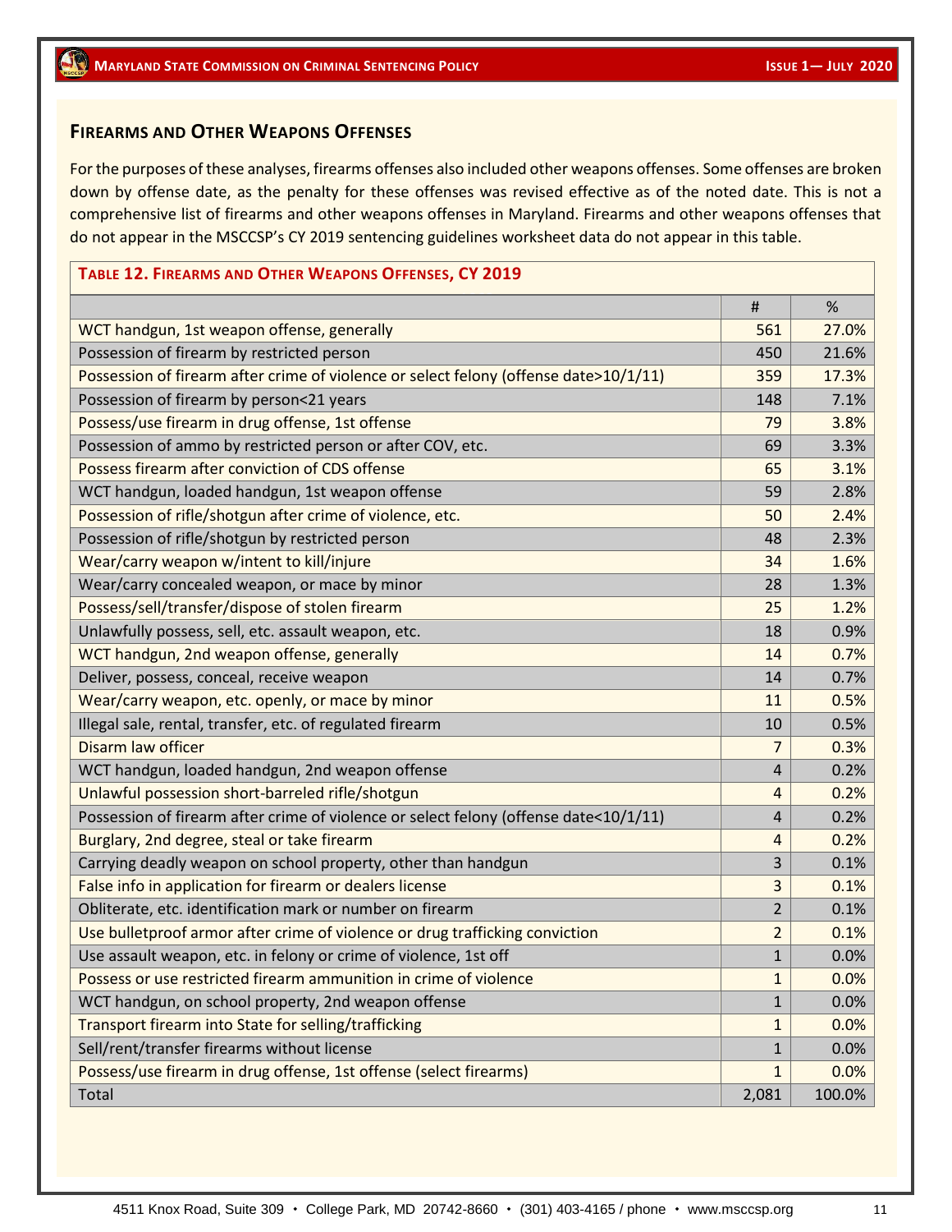## Firearms and Other Weapons Offenses

For the purposes of these analyses, firearms offenses also included other weapons offenses. Some offenses are broken down by offense date, as the penalty for these offenses was revised effective as of the noted date. This is not a comprehensive list of firearms and other weapons offenses in Maryland. Firearms and other weapons offenses that do not appear in the MSCCSP's CY 2019 sentencing guidelines worksheet data do not appear in this table.

**Table 12. Firearms and Other Weapons Offenses, CY 2019**

| | # | % |
|---|---|---|
| WCT handgun, 1st weapon offense, generally | 561 | 27.0% |
| Possession of firearm by restricted person | 450 | 21.6% |
| Possession of firearm after crime of violence or select felony (offense date>10/1/11) | 359 | 17.3% |
| Possession of firearm by person<21 years | 148 | 7.1% |
| Possess/use firearm in drug offense, 1st offense | 79 | 3.8% |
| Possession of ammo by restricted person or after COV, etc. | 69 | 3.3% |
| Possess firearm after conviction of CDS offense | 65 | 3.1% |
| WCT handgun, loaded handgun, 1st weapon offense | 59 | 2.8% |
| Possession of rifle/shotgun after crime of violence, etc. | 50 | 2.4% |
| Possession of rifle/shotgun by restricted person | 48 | 2.3% |
| Wear/carry weapon w/intent to kill/injure | 34 | 1.6% |
| Wear/carry concealed weapon, or mace by minor | 28 | 1.3% |
| Possess/sell/transfer/dispose of stolen firearm | 25 | 1.2% |
| Unlawfully possess, sell, etc. assault weapon, etc. | 18 | 0.9% |
| WCT handgun, 2nd weapon offense, generally | 14 | 0.7% |
| Deliver, possess, conceal, receive weapon | 14 | 0.7% |
| Wear/carry weapon, etc. openly, or mace by minor | 11 | 0.5% |
| Illegal sale, rental, transfer, etc. of regulated firearm | 10 | 0.5% |
| Disarm law officer | 7 | 0.3% |
| WCT handgun, loaded handgun, 2nd weapon offense | 4 | 0.2% |
| Unlawful possession short-barreled rifle/shotgun | 4 | 0.2% |
| Possession of firearm after crime of violence or select felony (offense date<10/1/11) | 4 | 0.2% |
| Burglary, 2nd degree, steal or take firearm | 4 | 0.2% |
| Carrying deadly weapon on school property, other than handgun | 3 | 0.1% |
| False info in application for firearm or dealers license | 3 | 0.1% |
| Obliterate, etc. identification mark or number on firearm | 2 | 0.1% |
| Use bulletproof armor after crime of violence or drug trafficking conviction | 2 | 0.1% |
| Use assault weapon, etc. in felony or crime of violence, 1st off | 1 | 0.0% |
| Possess or use restricted firearm ammunition in crime of violence | 1 | 0.0% |
| WCT handgun, on school property, 2nd weapon offense | 1 | 0.0% |
| Transport firearm into State for selling/trafficking | 1 | 0.0% |
| Sell/rent/transfer firearms without license | 1 | 0.0% |
| Possess/use firearm in drug offense, 1st offense (select firearms) | 1 | 0.0% |
| Total | 2,081 | 100.0% |